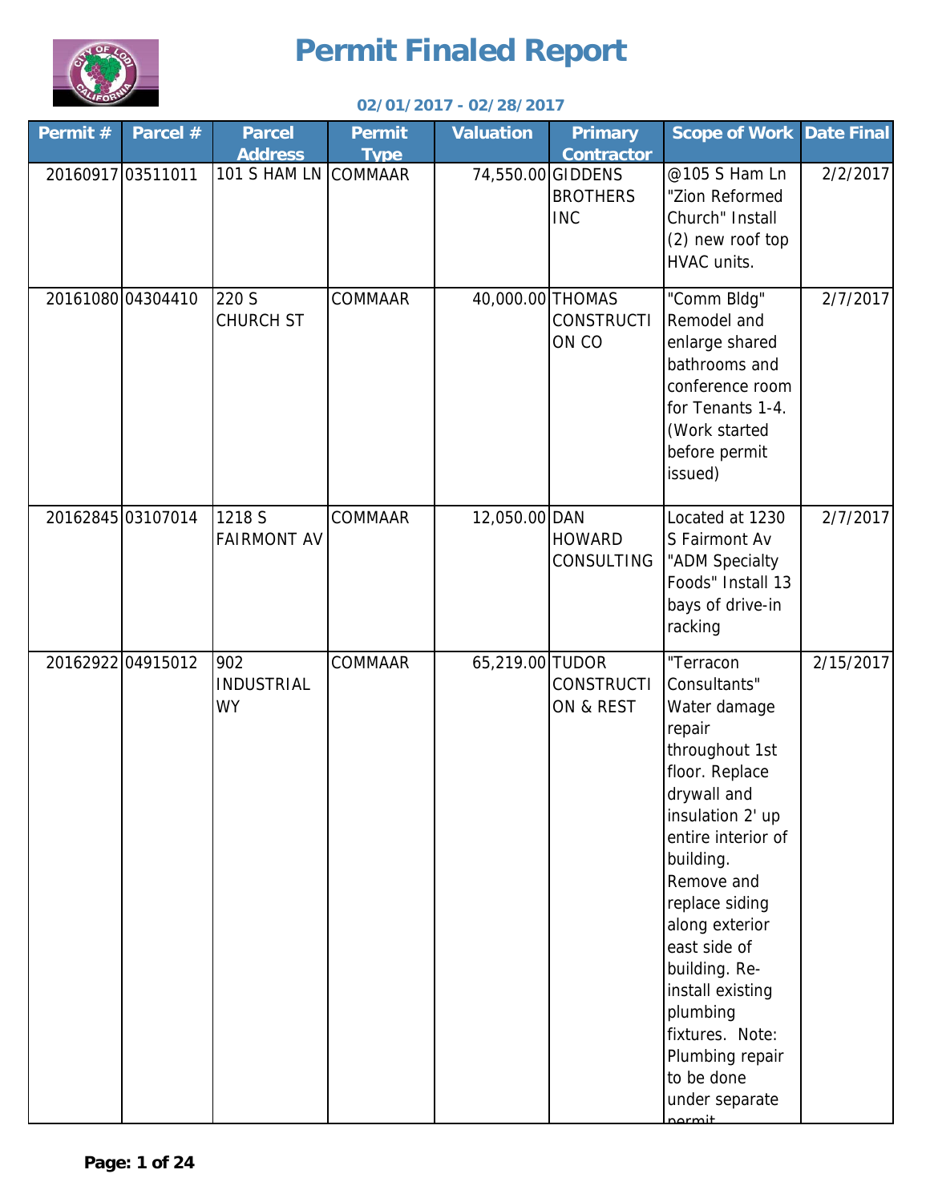# Permit Finaled Report

**02/01/2017 - 02/28/2017**

| Permit # | Parcel # | Parcel Address | Permit Type | Valuation | Primary Contractor | Scope of Work | Date Final |
|---|---|---|---|---|---|---|---|
| 20160917 | 03511011 | 101 S HAM LN | COMMAAR | 74,550.00 | GIDDENS BROTHERS INC | @105 S Ham Ln "Zion Reformed Church" Install (2) new roof top HVAC units. | 2/2/2017 |
| 20161080 | 04304410 | 220 S CHURCH ST | COMMAAR | 40,000.00 | THOMAS CONSTRUCTION CO | "Comm Bldg" Remodel and enlarge shared bathrooms and conference room for Tenants 1-4. (Work started before permit issued) | 2/7/2017 |
| 20162845 | 03107014 | 1218 S FAIRMONT AV | COMMAAR | 12,050.00 | DAN HOWARD CONSULTING | Located at 1230 S Fairmont Av "ADM Specialty Foods" Install 13 bays of drive-in racking | 2/7/2017 |
| 20162922 | 04915012 | 902 INDUSTRIAL WY | COMMAAR | 65,219.00 | TUDOR CONSTRUCTION & REST | "Terracon Consultants" Water damage repair throughout 1st floor. Replace drywall and insulation 2' up entire interior of building. Remove and replace siding along exterior east side of building. Re-install existing plumbing fixtures. Note: Plumbing repair to be done under separate permit | 2/15/2017 |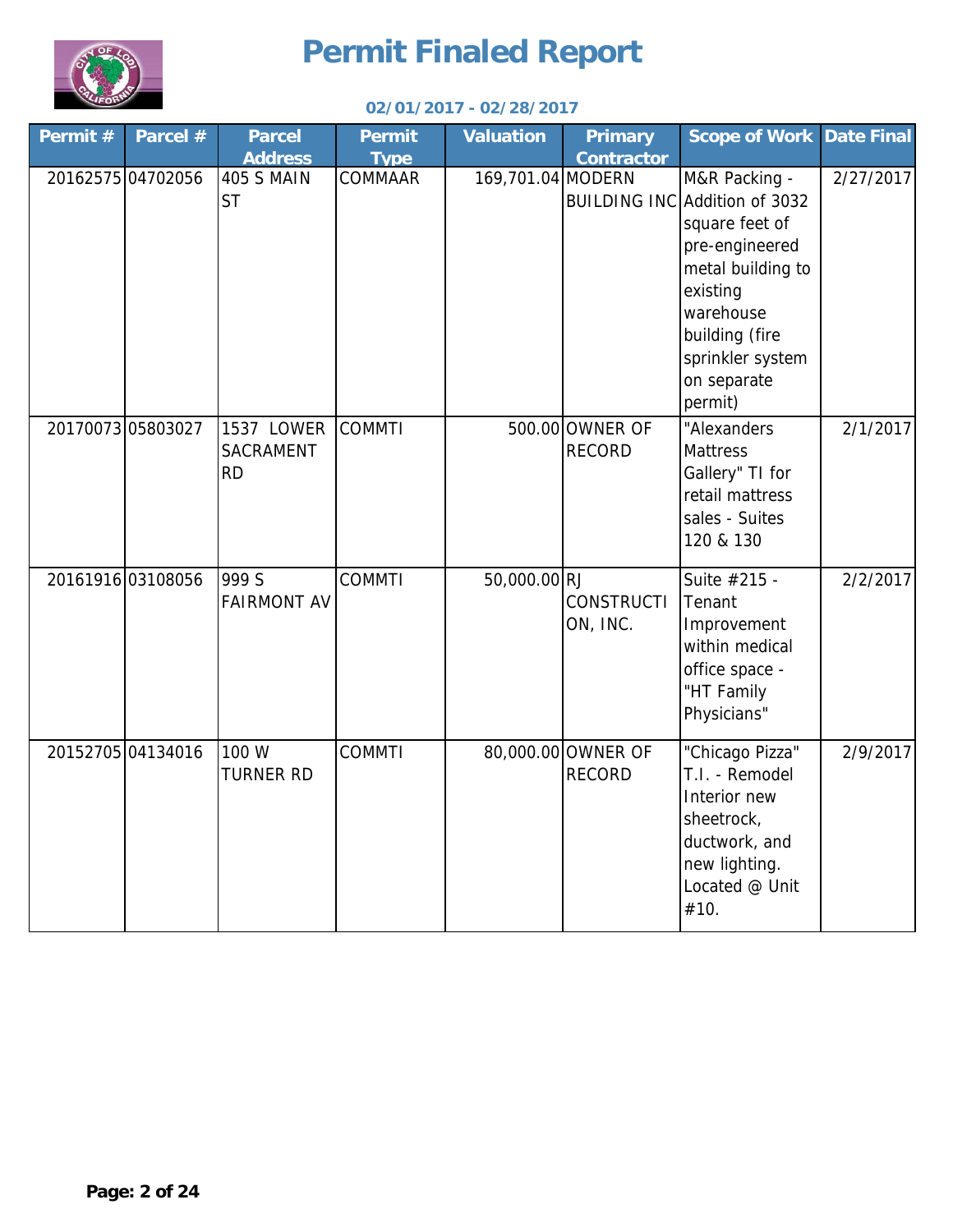# Permit Finaled Report

**02/01/2017 - 02/28/2017**

| Permit # | Parcel # | Parcel Address | Permit Type | Valuation | Primary Contractor | Scope of Work | Date Final |
|---|---|---|---|---|---|---|---|
| 20162575 | 04702056 | 405 S MAIN ST | COMMAAR | 169,701.04 | MODERN BUILDING INC | M&R Packing - Addition of 3032 square feet of pre-engineered metal building to existing warehouse building (fire sprinkler system on separate permit) | 2/27/2017 |
| 20170073 | 05803027 | 1537 LOWER SACRAMENT RD | COMMTI | 500.00 | OWNER OF RECORD | "Alexanders Mattress Gallery" TI for retail mattress sales - Suites 120 & 130 | 2/1/2017 |
| 20161916 | 03108056 | 999 S FAIRMONT AV | COMMTI | 50,000.00 | RJ CONSTRUCTION, INC. | Suite #215 - Tenant Improvement within medical office space - "HT Family Physicians" | 2/2/2017 |
| 20152705 | 04134016 | 100 W TURNER RD | COMMTI | 80,000.00 | OWNER OF RECORD | "Chicago Pizza" T.I. - Remodel Interior new sheetrock, ductwork, and new lighting. Located @ Unit #10. | 2/9/2017 |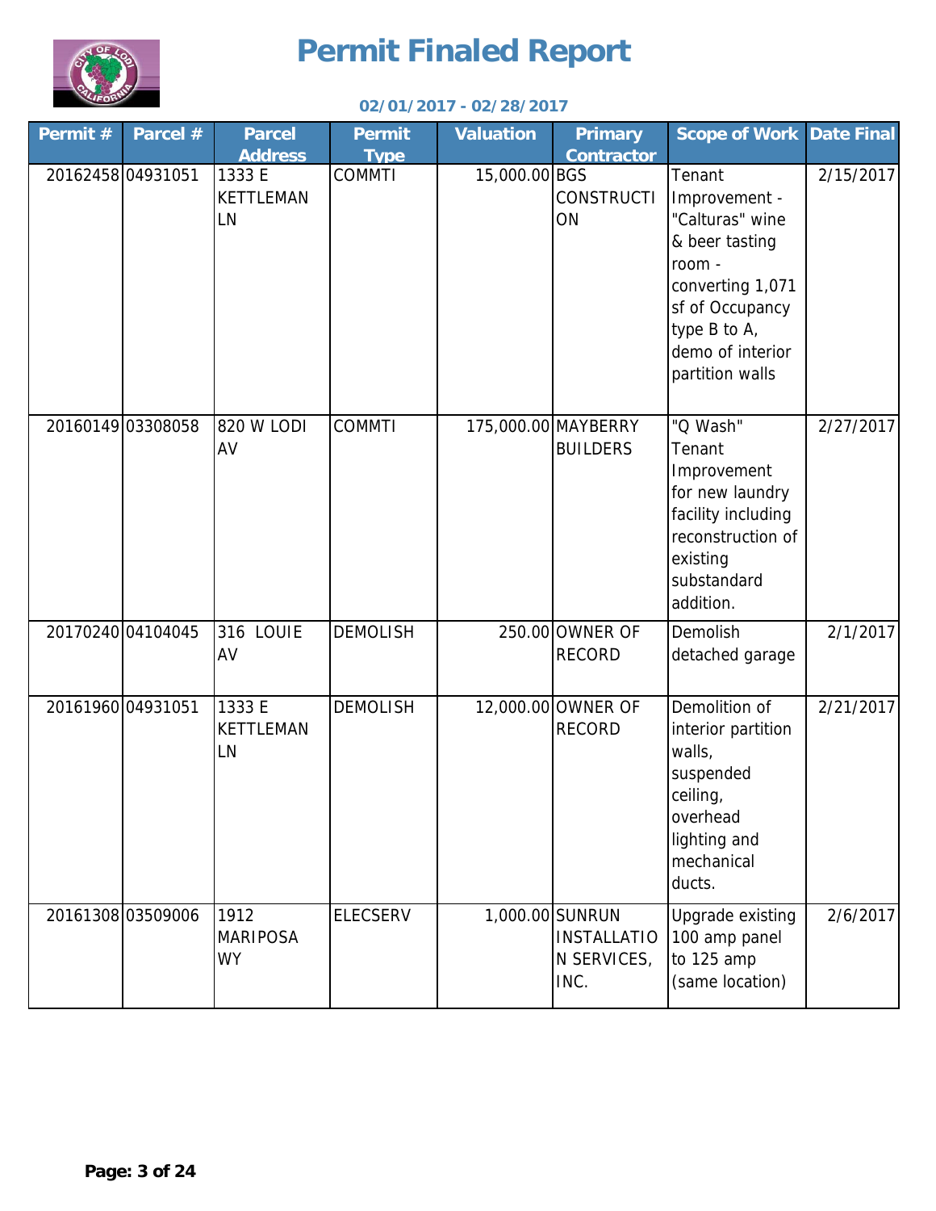# Permit Finaled Report

**02/01/2017 - 02/28/2017**

| Permit # | Parcel # | Parcel Address | Permit Type | Valuation | Primary Contractor | Scope of Work | Date Final |
|---|---|---|---|---|---|---|---|
| 20162458 | 04931051 | 1333 E KETTLEMAN LN | COMMTI | 15,000.00 | BGS CONSTRUCTION | Tenant Improvement - "Calturas" wine & beer tasting room - converting 1,071 sf of Occupancy type B to A, demo of interior partition walls | 2/15/2017 |
| 20160149 | 03308058 | 820 W LODI AV | COMMTI | 175,000.00 | MAYBERRY BUILDERS | "Q Wash" Tenant Improvement for new laundry facility including reconstruction of existing substandard addition. | 2/27/2017 |
| 20170240 | 04104045 | 316 LOUIE AV | DEMOLISH | 250.00 | OWNER OF RECORD | Demolish detached garage | 2/1/2017 |
| 20161960 | 04931051 | 1333 E KETTLEMAN LN | DEMOLISH | 12,000.00 | OWNER OF RECORD | Demolition of interior partition walls, suspended ceiling, overhead lighting and mechanical ducts. | 2/21/2017 |
| 20161308 | 03509006 | 1912 MARIPOSA WY | ELECSERV | 1,000.00 | SUNRUN INSTALLATION SERVICES, INC. | Upgrade existing 100 amp panel to 125 amp (same location) | 2/6/2017 |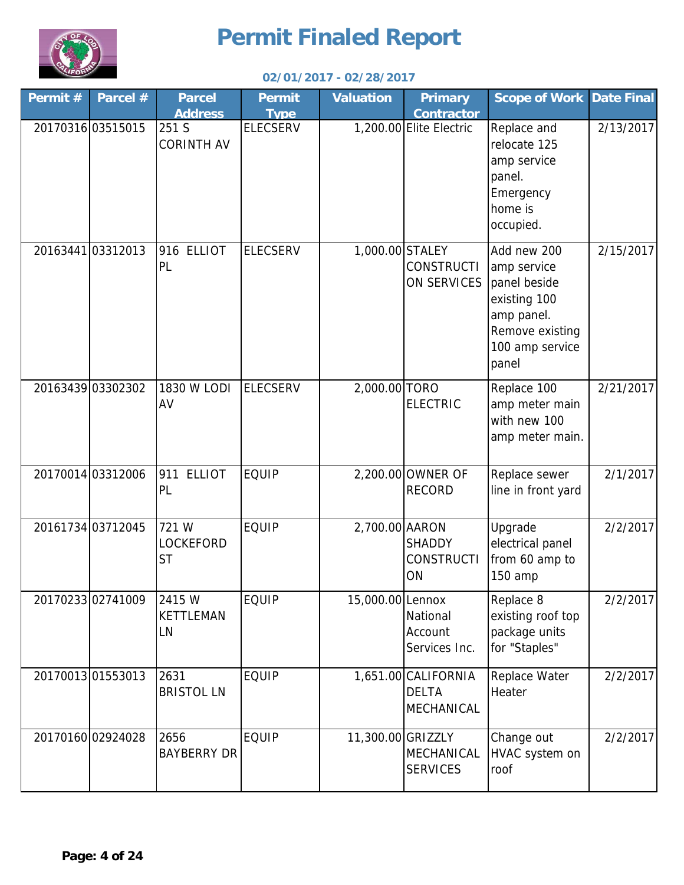# Permit Finaled Report

**02/01/2017 - 02/28/2017**

| Permit # | Parcel # | Parcel Address | Permit Type | Valuation | Primary Contractor | Scope of Work | Date Final |
|---|---|---|---|---|---|---|---|
| 20170316 | 03515015 | 251 S CORINTH AV | ELECSERV | 1,200.00 | Elite Electric | Replace and relocate 125 amp service panel. Emergency home is occupied. | 2/13/2017 |
| 20163441 | 03312013 | 916 ELLIOT PL | ELECSERV | 1,000.00 | STALEY CONSTRUCTION SERVICES | Add new 200 amp service panel beside existing 100 amp panel. Remove existing 100 amp service panel | 2/15/2017 |
| 20163439 | 03302302 | 1830 W LODI AV | ELECSERV | 2,000.00 | TORO ELECTRIC | Replace 100 amp meter main with new 100 amp meter main. | 2/21/2017 |
| 20170014 | 03312006 | 911 ELLIOT PL | EQUIP | 2,200.00 | OWNER OF RECORD | Replace sewer line in front yard | 2/1/2017 |
| 20161734 | 03712045 | 721 W LOCKEFORD ST | EQUIP | 2,700.00 | AARON SHADDY CONSTRUCTION | Upgrade electrical panel from 60 amp to 150 amp | 2/2/2017 |
| 20170233 | 02741009 | 2415 W KETTLEMAN LN | EQUIP | 15,000.00 | Lennox National Account Services Inc. | Replace 8 existing roof top package units for "Staples" | 2/2/2017 |
| 20170013 | 01553013 | 2631 BRISTOL LN | EQUIP | 1,651.00 | CALIFORNIA DELTA MECHANICAL | Replace Water Heater | 2/2/2017 |
| 20170160 | 02924028 | 2656 BAYBERRY DR | EQUIP | 11,300.00 | GRIZZLY MECHANICAL SERVICES | Change out HVAC system on roof | 2/2/2017 |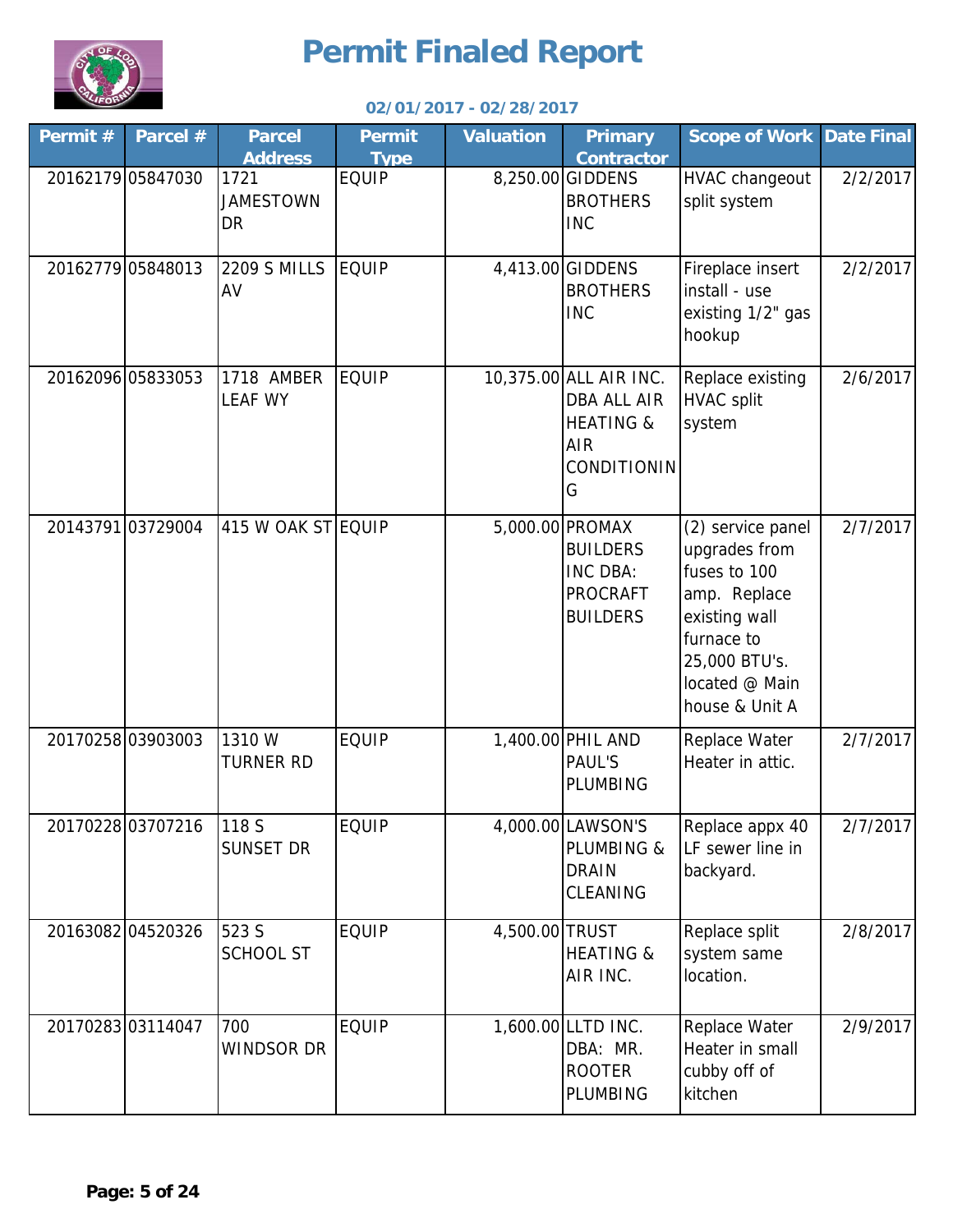# Permit Finaled Report

**02/01/2017 - 02/28/2017**

| Permit # | Parcel # | Parcel Address | Permit Type | Valuation | Primary Contractor | Scope of Work | Date Final |
|---|---|---|---|---|---|---|---|
| 20162179 | 05847030 | 1721 JAMESTOWN DR | EQUIP | 8,250.00 | GIDDENS BROTHERS INC | HVAC changeout split system | 2/2/2017 |
| 20162779 | 05848013 | 2209 S MILLS AV | EQUIP | 4,413.00 | GIDDENS BROTHERS INC | Fireplace insert install - use existing 1/2" gas hookup | 2/2/2017 |
| 20162096 | 05833053 | 1718 AMBER LEAF WY | EQUIP | 10,375.00 | ALL AIR INC. DBA ALL AIR HEATING & AIR CONDITIONING | Replace existing HVAC split system | 2/6/2017 |
| 20143791 | 03729004 | 415 W OAK ST | EQUIP | 5,000.00 | PROMAX BUILDERS INC DBA: PROCRAFT BUILDERS | (2) service panel upgrades from fuses to 100 amp. Replace existing wall furnace to 25,000 BTU's. located @ Main house & Unit A | 2/7/2017 |
| 20170258 | 03903003 | 1310 W TURNER RD | EQUIP | 1,400.00 | PHIL AND PAUL'S PLUMBING | Replace Water Heater in attic. | 2/7/2017 |
| 20170228 | 03707216 | 118 S SUNSET DR | EQUIP | 4,000.00 | LAWSON'S PLUMBING & DRAIN CLEANING | Replace appx 40 LF sewer line in backyard. | 2/7/2017 |
| 20163082 | 04520326 | 523 S SCHOOL ST | EQUIP | 4,500.00 | TRUST HEATING & AIR INC. | Replace split system same location. | 2/8/2017 |
| 20170283 | 03114047 | 700 WINDSOR DR | EQUIP | 1,600.00 | LLTD INC. DBA: MR. ROOTER PLUMBING | Replace Water Heater in small cubby off of kitchen | 2/9/2017 |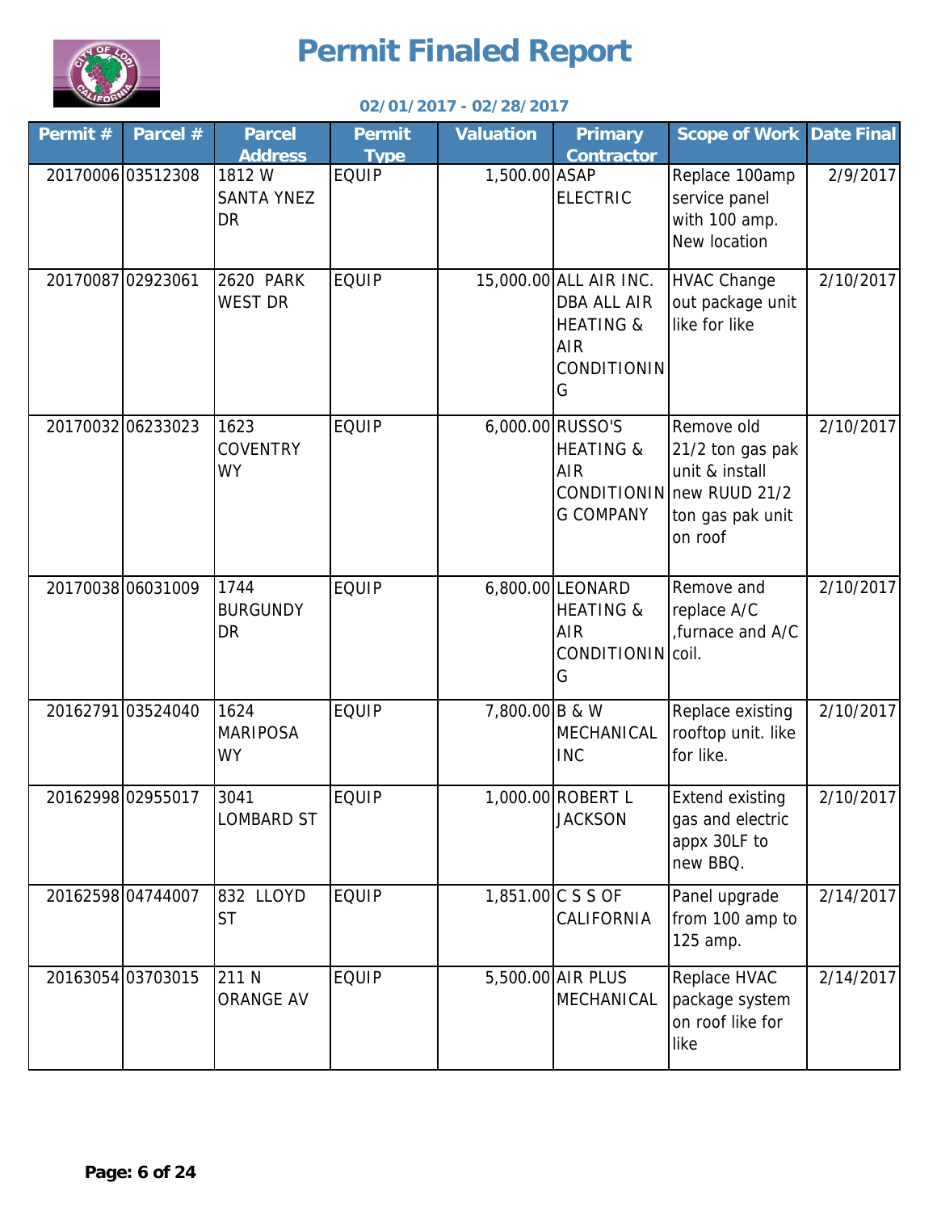# Permit Finaled Report

**02/01/2017 - 02/28/2017**

| Permit # | Parcel # | Parcel Address | Permit Type | Valuation | Primary Contractor | Scope of Work | Date Final |
|---|---|---|---|---|---|---|---|
| 20170006 | 03512308 | 1812 W SANTA YNEZ DR | EQUIP | 1,500.00 | ASAP ELECTRIC | Replace 100amp service panel with 100 amp. New location | 2/9/2017 |
| 20170087 | 02923061 | 2620 PARK WEST DR | EQUIP | 15,000.00 | ALL AIR INC. DBA ALL AIR HEATING & AIR CONDITIONING | HVAC Change out package unit like for like | 2/10/2017 |
| 20170032 | 06233023 | 1623 COVENTRY WY | EQUIP | 6,000.00 | RUSSO'S HEATING & AIR CONDITIONING COMPANY | Remove old 21/2 ton gas pak unit & install new RUUD 21/2 ton gas pak unit on roof | 2/10/2017 |
| 20170038 | 06031009 | 1744 BURGUNDY DR | EQUIP | 6,800.00 | LEONARD HEATING & AIR CONDITIONING | Remove and replace A/C ,furnace and A/C coil. | 2/10/2017 |
| 20162791 | 03524040 | 1624 MARIPOSA WY | EQUIP | 7,800.00 | B & W MECHANICAL INC | Replace existing rooftop unit. like for like. | 2/10/2017 |
| 20162998 | 02955017 | 3041 LOMBARD ST | EQUIP | 1,000.00 | ROBERT L JACKSON | Extend existing gas and electric appx 30LF to new BBQ. | 2/10/2017 |
| 20162598 | 04744007 | 832 LLOYD ST | EQUIP | 1,851.00 | C S S OF CALIFORNIA | Panel upgrade from 100 amp to 125 amp. | 2/14/2017 |
| 20163054 | 03703015 | 211 N ORANGE AV | EQUIP | 5,500.00 | AIR PLUS MECHANICAL | Replace HVAC package system on roof like for like | 2/14/2017 |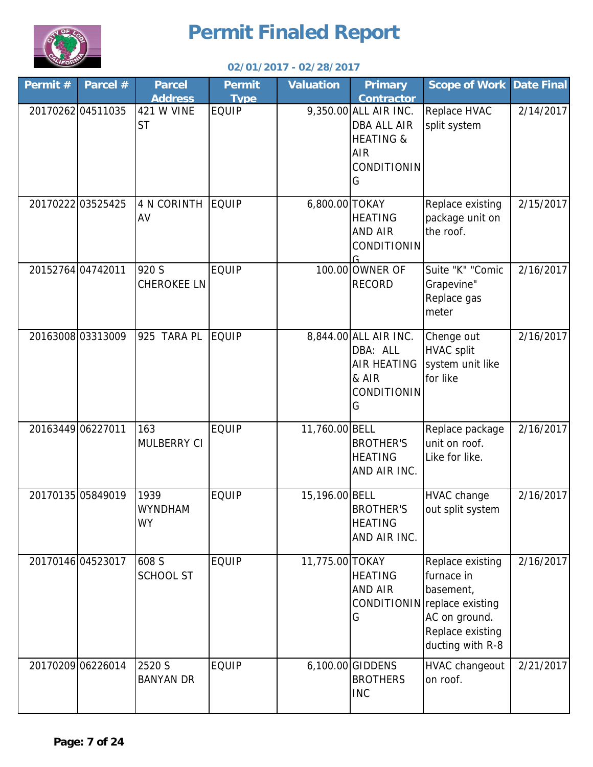# Permit Finaled Report

**02/01/2017 - 02/28/2017**

| Permit # | Parcel # | Parcel Address | Permit Type | Valuation | Primary Contractor | Scope of Work | Date Final |
|---|---|---|---|---|---|---|---|
| 20170262 | 04511035 | 421 W VINE ST | EQUIP | 9,350.00 | ALL AIR INC. DBA ALL AIR HEATING & AIR CONDITIONING | Replace HVAC split system | 2/14/2017 |
| 20170222 | 03525425 | 4 N CORINTH AV | EQUIP | 6,800.00 | TOKAY HEATING AND AIR CONDITIONING | Replace existing package unit on the roof. | 2/15/2017 |
| 20152764 | 04742011 | 920 S CHEROKEE LN | EQUIP | 100.00 | OWNER OF RECORD | Suite "K" "Comic Grapevine" Replace gas meter | 2/16/2017 |
| 20163008 | 03313009 | 925 TARA PL | EQUIP | 8,844.00 | ALL AIR INC. DBA: ALL AIR HEATING & AIR CONDITIONING | Chenge out HVAC split system unit like for like | 2/16/2017 |
| 20163449 | 06227011 | 163 MULBERRY CI | EQUIP | 11,760.00 | BELL BROTHER'S HEATING AND AIR INC. | Replace package unit on roof. Like for like. | 2/16/2017 |
| 20170135 | 05849019 | 1939 WYNDHAM WY | EQUIP | 15,196.00 | BELL BROTHER'S HEATING AND AIR INC. | HVAC change out split system | 2/16/2017 |
| 20170146 | 04523017 | 608 S SCHOOL ST | EQUIP | 11,775.00 | TOKAY HEATING AND AIR CONDITIONING | Replace existing furnace in basement, replace existing AC on ground. Replace existing ducting with R-8 | 2/16/2017 |
| 20170209 | 06226014 | 2520 S BANYAN DR | EQUIP | 6,100.00 | GIDDENS BROTHERS INC | HVAC changeout on roof. | 2/21/2017 |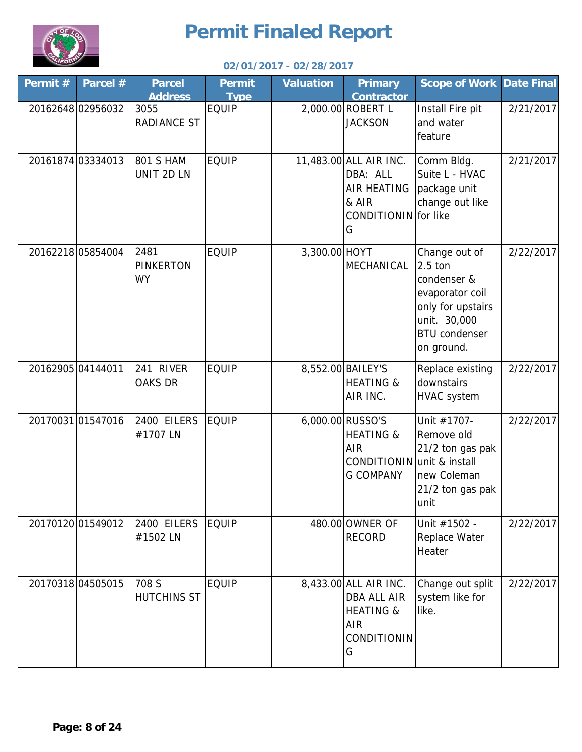# Permit Finaled Report

**02/01/2017 - 02/28/2017**

| Permit # | Parcel # | Parcel Address | Permit Type | Valuation | Primary Contractor | Scope of Work | Date Final |
|---|---|---|---|---|---|---|---|
| 20162648 | 02956032 | 3055 RADIANCE ST | EQUIP | 2,000.00 | ROBERT L JACKSON | Install Fire pit and water feature | 2/21/2017 |
| 20161874 | 03334013 | 801 S HAM UNIT 2D LN | EQUIP | 11,483.00 | ALL AIR INC. DBA: ALL AIR HEATING & AIR CONDITIONING | Comm Bldg. Suite L - HVAC package unit change out like for like | 2/21/2017 |
| 20162218 | 05854004 | 2481 PINKERTON WY | EQUIP | 3,300.00 | HOYT MECHANICAL | Change out of 2.5 ton condenser & evaporator coil only for upstairs unit. 30,000 BTU condenser on ground. | 2/22/2017 |
| 20162905 | 04144011 | 241 RIVER OAKS DR | EQUIP | 8,552.00 | BAILEY'S HEATING & AIR INC. | Replace existing downstairs HVAC system | 2/22/2017 |
| 20170031 | 01547016 | 2400 EILERS #1707 LN | EQUIP | 6,000.00 | RUSSO'S HEATING & AIR CONDITIONING COMPANY | Unit #1707- Remove old 21/2 ton gas pak unit & install new Coleman 21/2 ton gas pak unit | 2/22/2017 |
| 20170120 | 01549012 | 2400 EILERS #1502 LN | EQUIP | 480.00 | OWNER OF RECORD | Unit #1502 - Replace Water Heater | 2/22/2017 |
| 20170318 | 04505015 | 708 S HUTCHINS ST | EQUIP | 8,433.00 | ALL AIR INC. DBA ALL AIR HEATING & AIR CONDITIONING | Change out split system like for like. | 2/22/2017 |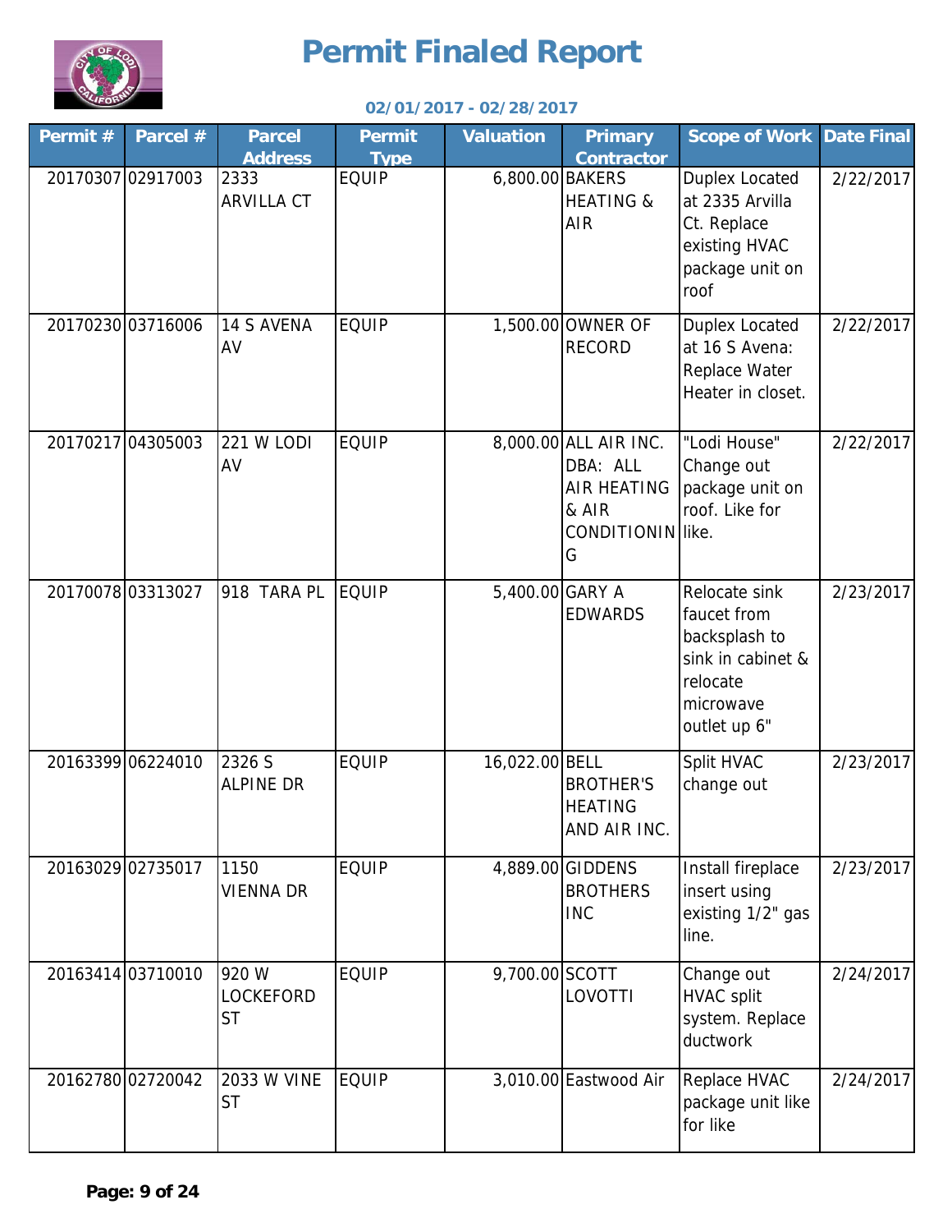# Permit Finaled Report

**02/01/2017 - 02/28/2017**

| Permit # | Parcel # | Parcel Address | Permit Type | Valuation | Primary Contractor | Scope of Work | Date Final |
|---|---|---|---|---|---|---|---|
| 20170307 | 02917003 | 2333 ARVILLA CT | EQUIP | 6,800.00 | BAKERS HEATING & AIR | Duplex Located at 2335 Arvilla Ct. Replace existing HVAC package unit on roof | 2/22/2017 |
| 20170230 | 03716006 | 14 S AVENA AV | EQUIP | 1,500.00 | OWNER OF RECORD | Duplex Located at 16 S Avena: Replace Water Heater in closet. | 2/22/2017 |
| 20170217 | 04305003 | 221 W LODI AV | EQUIP | 8,000.00 | ALL AIR INC. DBA: ALL AIR HEATING & AIR CONDITIONING | "Lodi House" Change out package unit on roof. Like for like. | 2/22/2017 |
| 20170078 | 03313027 | 918 TARA PL | EQUIP | 5,400.00 | GARY A EDWARDS | Relocate sink faucet from backsplash to sink in cabinet & relocate microwave outlet up 6" | 2/23/2017 |
| 20163399 | 06224010 | 2326 S ALPINE DR | EQUIP | 16,022.00 | BELL BROTHER'S HEATING AND AIR INC. | Split HVAC change out | 2/23/2017 |
| 20163029 | 02735017 | 1150 VIENNA DR | EQUIP | 4,889.00 | GIDDENS BROTHERS INC | Install fireplace insert using existing 1/2" gas line. | 2/23/2017 |
| 20163414 | 03710010 | 920 W LOCKEFORD ST | EQUIP | 9,700.00 | SCOTT LOVOTTI | Change out HVAC split system. Replace ductwork | 2/24/2017 |
| 20162780 | 02720042 | 2033 W VINE ST | EQUIP | 3,010.00 | Eastwood Air | Replace HVAC package unit like for like | 2/24/2017 |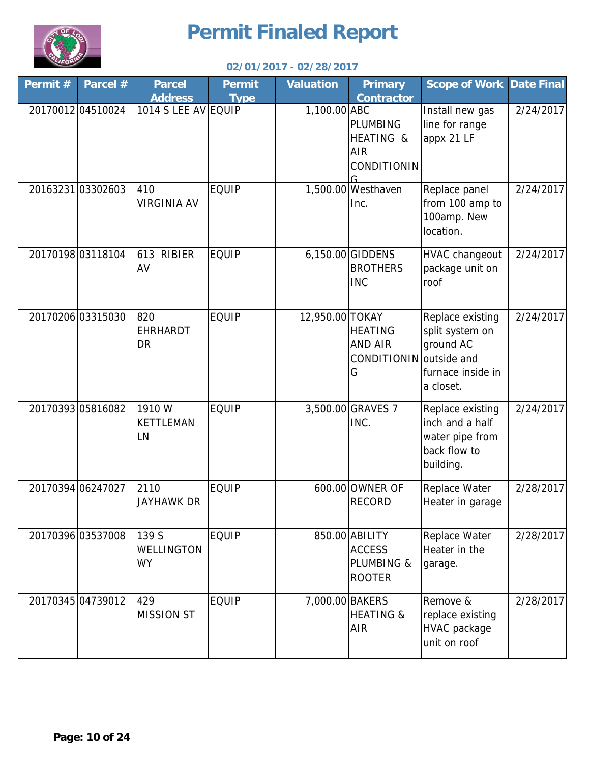# Permit Finaled Report

**02/01/2017 - 02/28/2017**

| Permit # | Parcel # | Parcel Address | Permit Type | Valuation | Primary Contractor | Scope of Work | Date Final |
|---|---|---|---|---|---|---|---|
| 20170012 | 04510024 | 1014 S LEE AV | EQUIP | 1,100.00 | ABC PLUMBING HEATING & AIR CONDITIONING | Install new gas line for range appx 21 LF | 2/24/2017 |
| 20163231 | 03302603 | 410 VIRGINIA AV | EQUIP | 1,500.00 | Westhaven Inc. | Replace panel from 100 amp to 100amp. New location. | 2/24/2017 |
| 20170198 | 03118104 | 613 RIBIER AV | EQUIP | 6,150.00 | GIDDENS BROTHERS INC | HVAC changeout package unit on roof | 2/24/2017 |
| 20170206 | 03315030 | 820 EHRHARDT DR | EQUIP | 12,950.00 | TOKAY HEATING AND AIR CONDITIONING | Replace existing split system on ground AC outside and furnace inside in a closet. | 2/24/2017 |
| 20170393 | 05816082 | 1910 W KETTLEMAN LN | EQUIP | 3,500.00 | GRAVES 7 INC. | Replace existing inch and a half water pipe from back flow to building. | 2/24/2017 |
| 20170394 | 06247027 | 2110 JAYHAWK DR | EQUIP | 600.00 | OWNER OF RECORD | Replace Water Heater in garage | 2/28/2017 |
| 20170396 | 03537008 | 139 S WELLINGTON WY | EQUIP | 850.00 | ABILITY ACCESS PLUMBING & ROOTER | Replace Water Heater in the garage. | 2/28/2017 |
| 20170345 | 04739012 | 429 MISSION ST | EQUIP | 7,000.00 | BAKERS HEATING & AIR | Remove & replace existing HVAC package unit on roof | 2/28/2017 |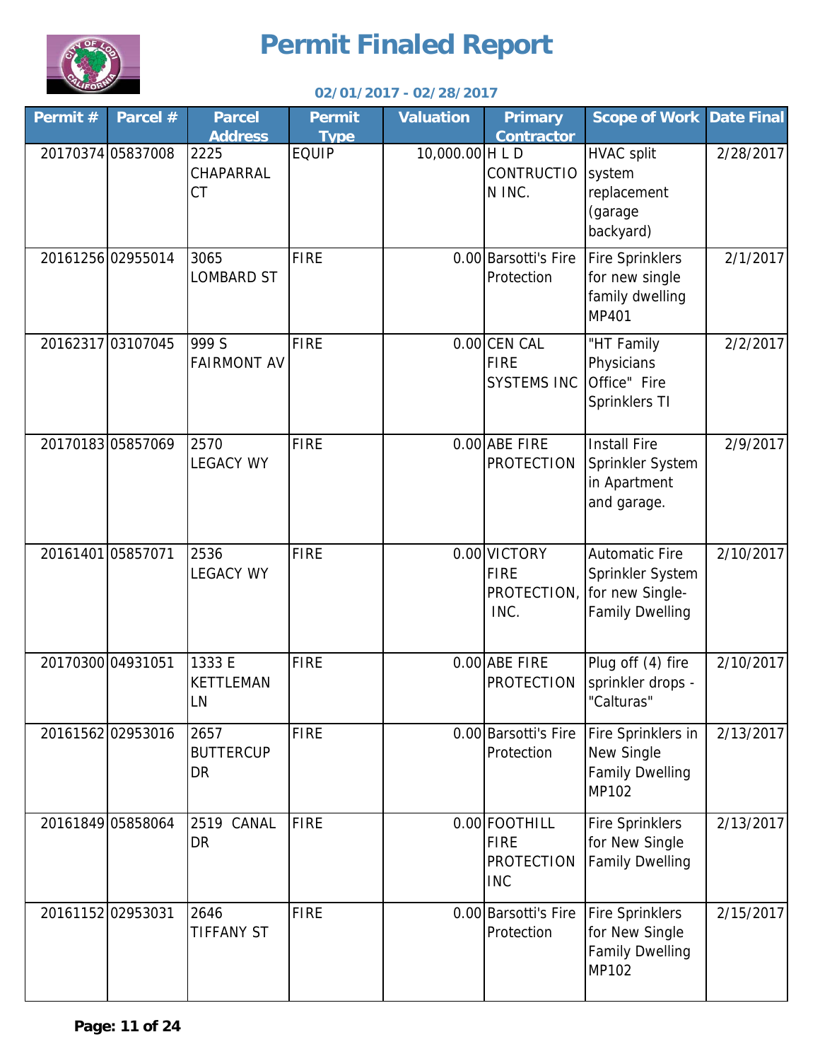# Permit Finaled Report

**02/01/2017 - 02/28/2017**

| Permit # | Parcel # | Parcel Address | Permit Type | Valuation | Primary Contractor | Scope of Work | Date Final |
|---|---|---|---|---|---|---|---|
| 20170374 | 05837008 | 2225 CHAPARRAL CT | EQUIP | 10,000.00 | H L D CONTRUCTION INC. | HVAC split system replacement (garage backyard) | 2/28/2017 |
| 20161256 | 02955014 | 3065 LOMBARD ST | FIRE | 0.00 | Barsotti's Fire Protection | Fire Sprinklers for new single family dwelling MP401 | 2/1/2017 |
| 20162317 | 03107045 | 999 S FAIRMONT AV | FIRE | 0.00 | CEN CAL FIRE SYSTEMS INC | "HT Family Physicians Office" Fire Sprinklers TI | 2/2/2017 |
| 20170183 | 05857069 | 2570 LEGACY WY | FIRE | 0.00 | ABE FIRE PROTECTION | Install Fire Sprinkler System in Apartment and garage. | 2/9/2017 |
| 20161401 | 05857071 | 2536 LEGACY WY | FIRE | 0.00 | VICTORY FIRE PROTECTION, INC. | Automatic Fire Sprinkler System for new Single-Family Dwelling | 2/10/2017 |
| 20170300 | 04931051 | 1333 E KETTLEMAN LN | FIRE | 0.00 | ABE FIRE PROTECTION | Plug off (4) fire sprinkler drops - "Calturas" | 2/10/2017 |
| 20161562 | 02953016 | 2657 BUTTERCUP DR | FIRE | 0.00 | Barsotti's Fire Protection | Fire Sprinklers in New Single Family Dwelling MP102 | 2/13/2017 |
| 20161849 | 05858064 | 2519 CANAL DR | FIRE | 0.00 | FOOTHILL FIRE PROTECTION INC | Fire Sprinklers for New Single Family Dwelling | 2/13/2017 |
| 20161152 | 02953031 | 2646 TIFFANY ST | FIRE | 0.00 | Barsotti's Fire Protection | Fire Sprinklers for New Single Family Dwelling MP102 | 2/15/2017 |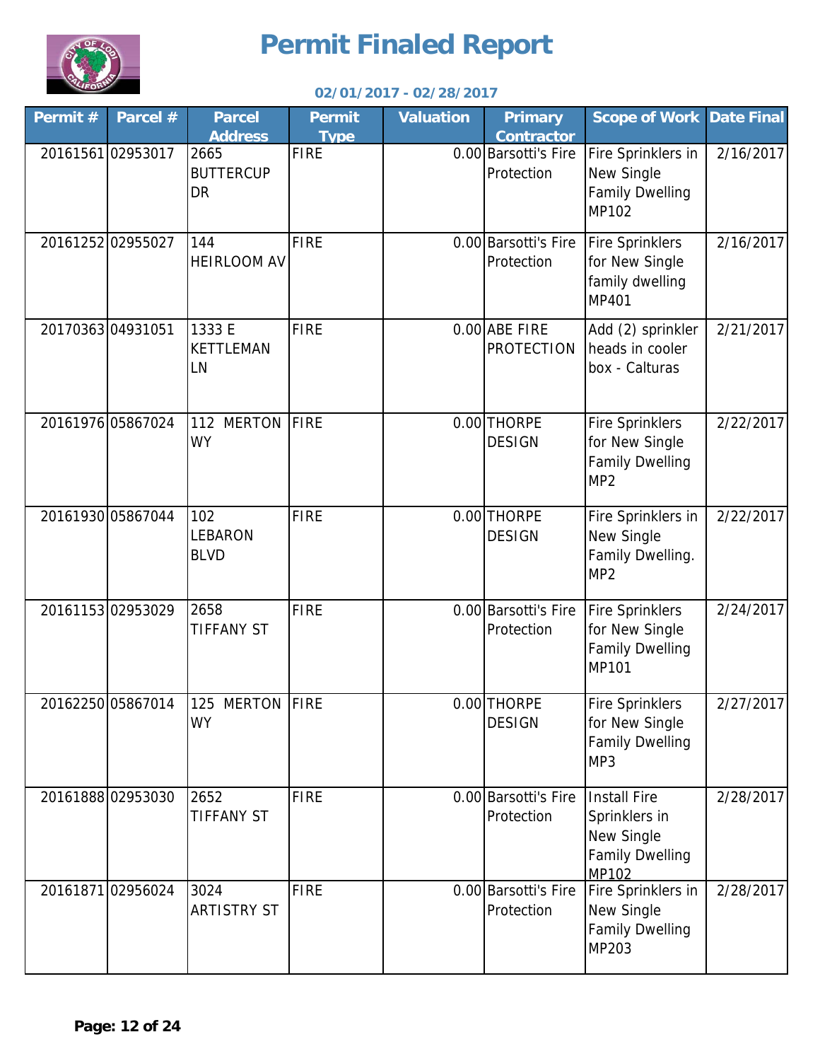# Permit Finaled Report

**02/01/2017 - 02/28/2017**

| Permit # | Parcel # | Parcel Address | Permit Type | Valuation | Primary Contractor | Scope of Work | Date Final |
|---|---|---|---|---|---|---|---|
| 20161561 | 02953017 | 2665 BUTTERCUP DR | FIRE | 0.00 | Barsotti's Fire Protection | Fire Sprinklers in New Single Family Dwelling MP102 | 2/16/2017 |
| 20161252 | 02955027 | 144 HEIRLOOM AV | FIRE | 0.00 | Barsotti's Fire Protection | Fire Sprinklers for New Single family dwelling MP401 | 2/16/2017 |
| 20170363 | 04931051 | 1333 E KETTLEMAN LN | FIRE | 0.00 | ABE FIRE PROTECTION | Add (2) sprinkler heads in cooler box - Calturas | 2/21/2017 |
| 20161976 | 05867024 | 112 MERTON WY | FIRE | 0.00 | THORPE DESIGN | Fire Sprinklers for New Single Family Dwelling MP2 | 2/22/2017 |
| 20161930 | 05867044 | 102 LEBARON BLVD | FIRE | 0.00 | THORPE DESIGN | Fire Sprinklers in New Single Family Dwelling. MP2 | 2/22/2017 |
| 20161153 | 02953029 | 2658 TIFFANY ST | FIRE | 0.00 | Barsotti's Fire Protection | Fire Sprinklers for New Single Family Dwelling MP101 | 2/24/2017 |
| 20162250 | 05867014 | 125 MERTON WY | FIRE | 0.00 | THORPE DESIGN | Fire Sprinklers for New Single Family Dwelling MP3 | 2/27/2017 |
| 20161888 | 02953030 | 2652 TIFFANY ST | FIRE | 0.00 | Barsotti's Fire Protection | Install Fire Sprinklers in New Single Family Dwelling MP102 | 2/28/2017 |
| 20161871 | 02956024 | 3024 ARTISTRY ST | FIRE | 0.00 | Barsotti's Fire Protection | Fire Sprinklers in New Single Family Dwelling MP203 | 2/28/2017 |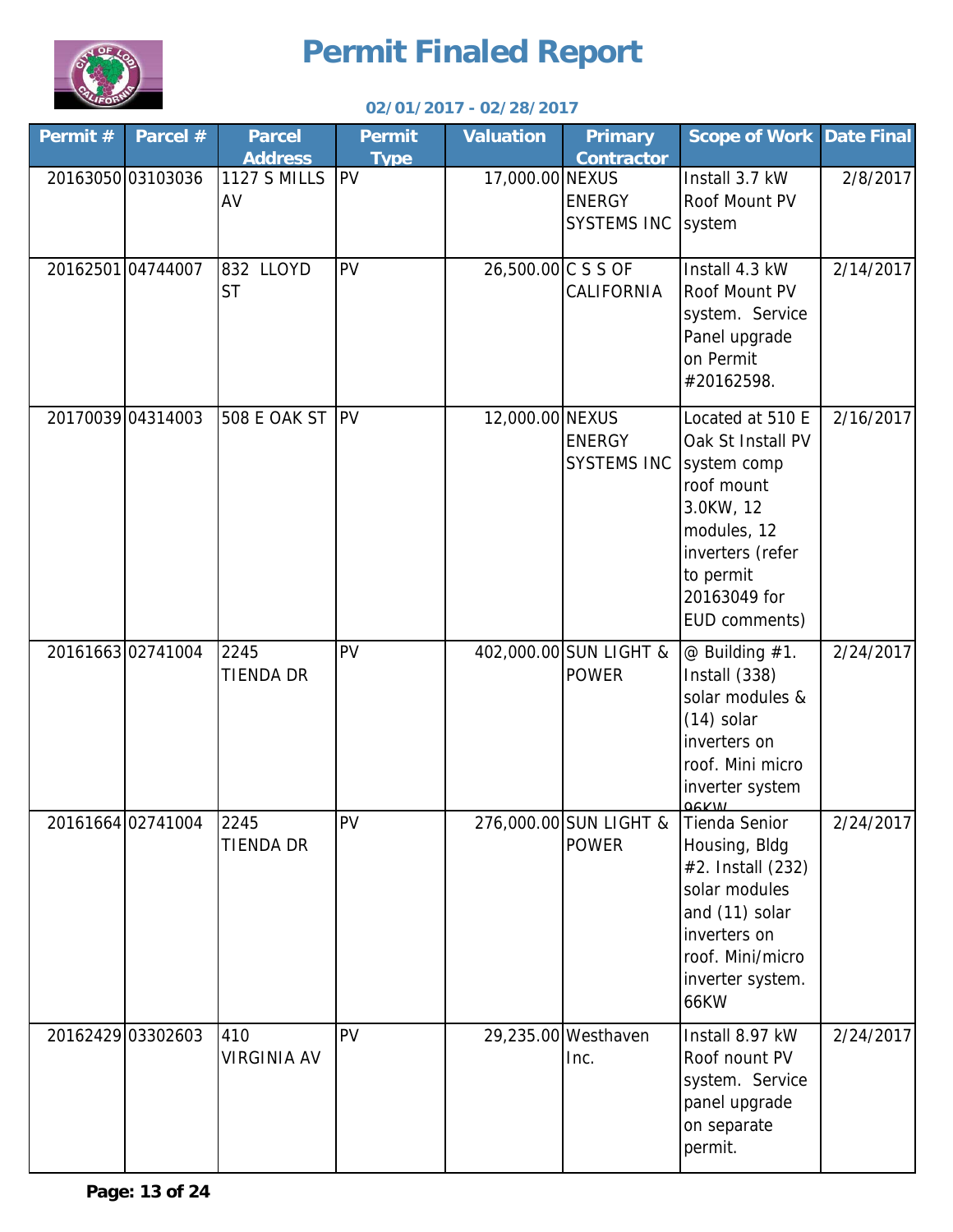# Permit Finaled Report

**02/01/2017 - 02/28/2017**

| Permit # | Parcel # | Parcel Address | Permit Type | Valuation | Primary Contractor | Scope of Work | Date Final |
|---|---|---|---|---|---|---|---|
| 20163050 | 03103036 | 1127 S MILLS AV | PV | 17,000.00 | NEXUS ENERGY SYSTEMS INC | Install 3.7 kW Roof Mount PV system | 2/8/2017 |
| 20162501 | 04744007 | 832 LLOYD ST | PV | 26,500.00 | C S S OF CALIFORNIA | Install 4.3 kW Roof Mount PV system. Service Panel upgrade on Permit #20162598. | 2/14/2017 |
| 20170039 | 04314003 | 508 E OAK ST | PV | 12,000.00 | NEXUS ENERGY SYSTEMS INC | Located at 510 E Oak St Install PV system comp roof mount 3.0KW, 12 modules, 12 inverters (refer to permit 20163049 for EUD comments) | 2/16/2017 |
| 20161663 | 02741004 | 2245 TIENDA DR | PV | 402,000.00 | SUN LIGHT & POWER | @ Building #1. Install (338) solar modules & (14) solar inverters on roof. Mini micro inverter system 96KW | 2/24/2017 |
| 20161664 | 02741004 | 2245 TIENDA DR | PV | 276,000.00 | SUN LIGHT & POWER | Tienda Senior Housing, Bldg #2. Install (232) solar modules and (11) solar inverters on roof. Mini/micro inverter system. 66KW | 2/24/2017 |
| 20162429 | 03302603 | 410 VIRGINIA AV | PV | 29,235.00 | Westhaven Inc. | Install 8.97 kW Roof nount PV system. Service panel upgrade on separate permit. | 2/24/2017 |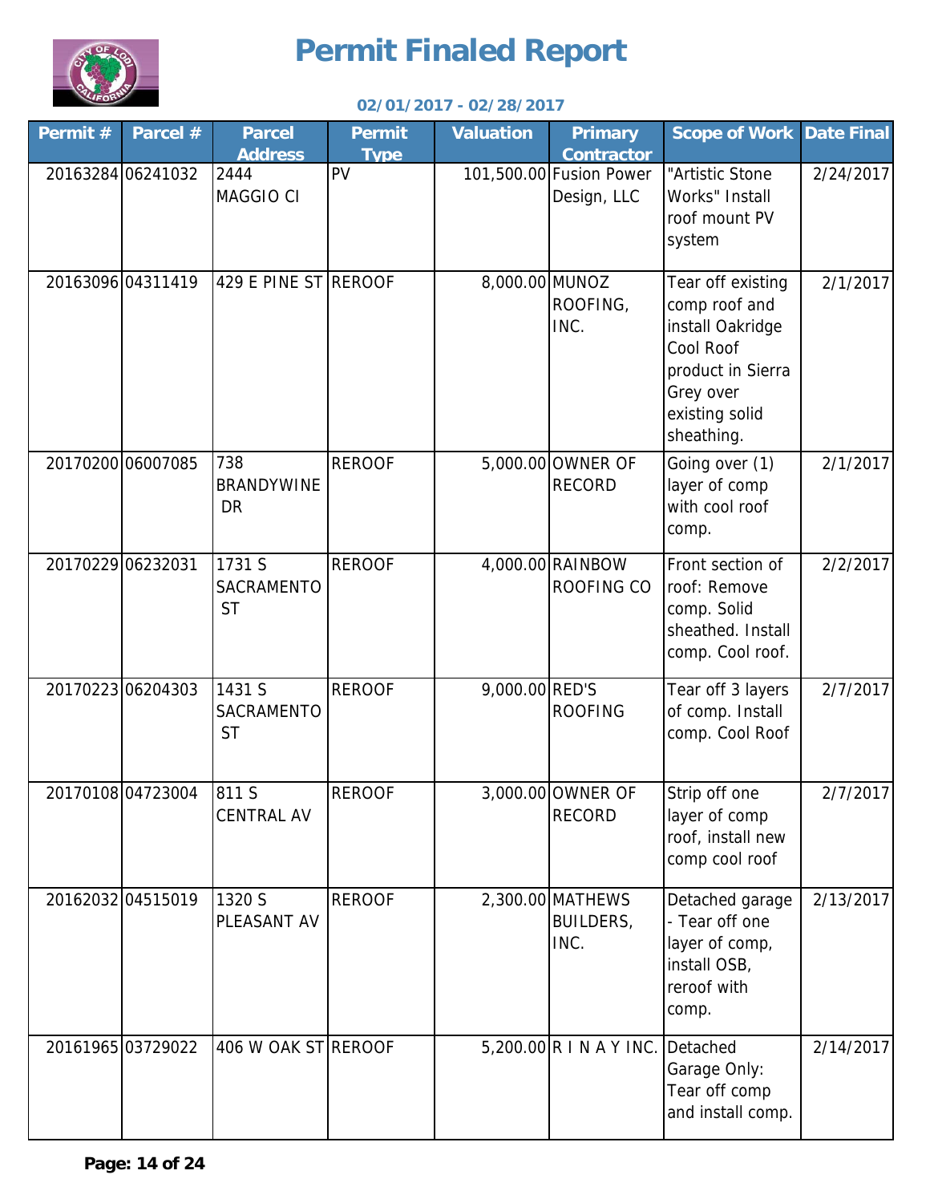# Permit Finaled Report

**02/01/2017 - 02/28/2017**

| Permit # | Parcel # | Parcel Address | Permit Type | Valuation | Primary Contractor | Scope of Work | Date Final |
|---|---|---|---|---|---|---|---|
| 20163284 | 06241032 | 2444 MAGGIO CI | PV | 101,500.00 | Fusion Power Design, LLC | "Artistic Stone Works" Install roof mount PV system | 2/24/2017 |
| 20163096 | 04311419 | 429 E PINE ST | REROOF | 8,000.00 | MUNOZ ROOFING, INC. | Tear off existing comp roof and install Oakridge Cool Roof product in Sierra Grey over existing solid sheathing. | 2/1/2017 |
| 20170200 | 06007085 | 738 BRANDYWINE DR | REROOF | 5,000.00 | OWNER OF RECORD | Going over (1) layer of comp with cool roof comp. | 2/1/2017 |
| 20170229 | 06232031 | 1731 S SACRAMENTO ST | REROOF | 4,000.00 | RAINBOW ROOFING CO | Front section of roof: Remove comp. Solid sheathed. Install comp. Cool roof. | 2/2/2017 |
| 20170223 | 06204303 | 1431 S SACRAMENTO ST | REROOF | 9,000.00 | RED'S ROOFING | Tear off 3 layers of comp. Install comp. Cool Roof | 2/7/2017 |
| 20170108 | 04723004 | 811 S CENTRAL AV | REROOF | 3,000.00 | OWNER OF RECORD | Strip off one layer of comp roof, install new comp cool roof | 2/7/2017 |
| 20162032 | 04515019 | 1320 S PLEASANT AV | REROOF | 2,300.00 | MATHEWS BUILDERS, INC. | Detached garage - Tear off one layer of comp, install OSB, reroof with comp. | 2/13/2017 |
| 20161965 | 03729022 | 406 W OAK ST | REROOF | 5,200.00 | R I N A Y INC. | Detached Garage Only: Tear off comp and install comp. | 2/14/2017 |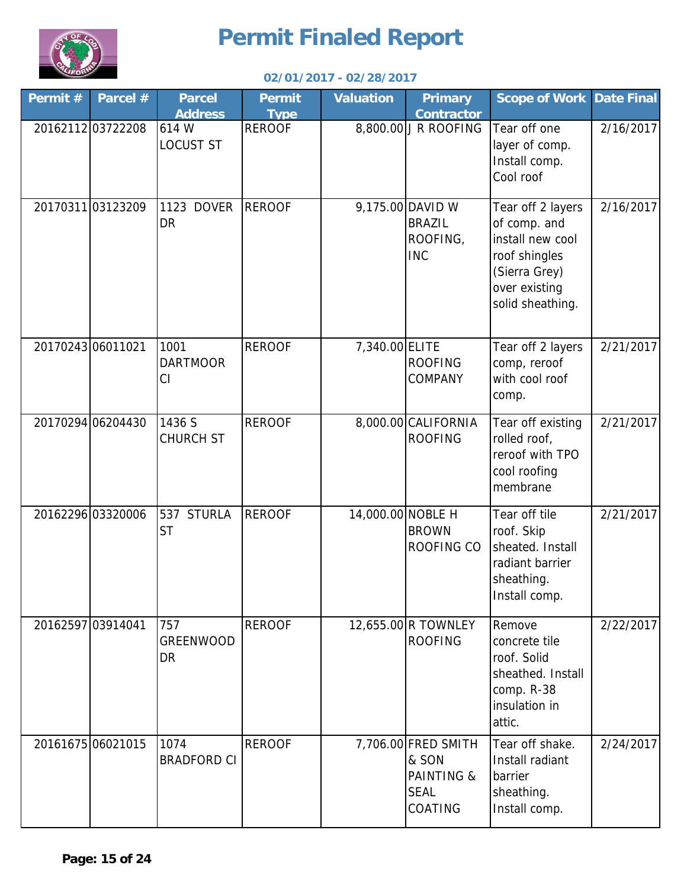# Permit Finaled Report

**02/01/2017 - 02/28/2017**

| Permit # | Parcel # | Parcel Address | Permit Type | Valuation | Primary Contractor | Scope of Work | Date Final |
|---|---|---|---|---|---|---|---|
| 20162112 | 03722208 | 614 W LOCUST ST | REROOF | 8,800.00 | J R ROOFING | Tear off one layer of comp. Install comp. Cool roof | 2/16/2017 |
| 20170311 | 03123209 | 1123 DOVER DR | REROOF | 9,175.00 | DAVID W BRAZIL ROOFING, INC | Tear off 2 layers of comp. and install new cool roof shingles (Sierra Grey) over existing solid sheathing. | 2/16/2017 |
| 20170243 | 06011021 | 1001 DARTMOOR CI | REROOF | 7,340.00 | ELITE ROOFING COMPANY | Tear off 2 layers comp, reroof with cool roof comp. | 2/21/2017 |
| 20170294 | 06204430 | 1436 S CHURCH ST | REROOF | 8,000.00 | CALIFORNIA ROOFING | Tear off existing rolled roof, reroof with TPO cool roofing membrane | 2/21/2017 |
| 20162296 | 03320006 | 537 STURLA ST | REROOF | 14,000.00 | NOBLE H BROWN ROOFING CO | Tear off tile roof. Skip sheated. Install radiant barrier sheathing. Install comp. | 2/21/2017 |
| 20162597 | 03914041 | 757 GREENWOOD DR | REROOF | 12,655.00 | R TOWNLEY ROOFING | Remove concrete tile roof. Solid sheathed. Install comp. R-38 insulation in attic. | 2/22/2017 |
| 20161675 | 06021015 | 1074 BRADFORD CI | REROOF | 7,706.00 | FRED SMITH & SON PAINTING & SEAL COATING | Tear off shake. Install radiant barrier sheathing. Install comp. | 2/24/2017 |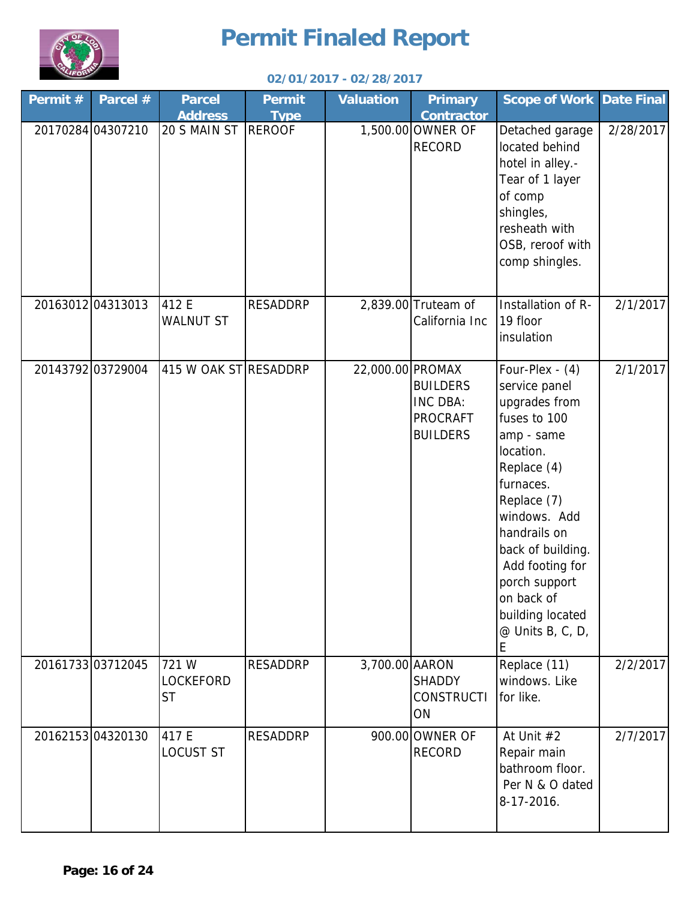# Permit Finaled Report

**02/01/2017 - 02/28/2017**

| Permit # | Parcel # | Parcel Address | Permit Type | Valuation | Primary Contractor | Scope of Work | Date Final |
|---|---|---|---|---|---|---|---|
| 20170284 | 04307210 | 20 S MAIN ST | REROOF | 1,500.00 | OWNER OF RECORD | Detached garage located behind hotel in alley.- Tear of 1 layer of comp shingles, resheath with OSB, reroof with comp shingles. | 2/28/2017 |
| 20163012 | 04313013 | 412 E WALNUT ST | RESADDRP | 2,839.00 | Truteam of California Inc | Installation of R-19 floor insulation | 2/1/2017 |
| 20143792 | 03729004 | 415 W OAK ST | RESADDRP | 22,000.00 | PROMAX BUILDERS INC DBA: PROCRAFT BUILDERS | Four-Plex - (4) service panel upgrades from fuses to 100 amp - same location. Replace (4) furnaces. Replace (7) windows. Add handrails on back of building. Add footing for porch support on back of building located @ Units B, C, D, E | 2/1/2017 |
| 20161733 | 03712045 | 721 W LOCKEFORD ST | RESADDRP | 3,700.00 | AARON SHADDY CONSTRUCTION | Replace (11) windows. Like for like. | 2/2/2017 |
| 20162153 | 04320130 | 417 E LOCUST ST | RESADDRP | 900.00 | OWNER OF RECORD | At Unit #2 Repair main bathroom floor. Per N & O dated 8-17-2016. | 2/7/2017 |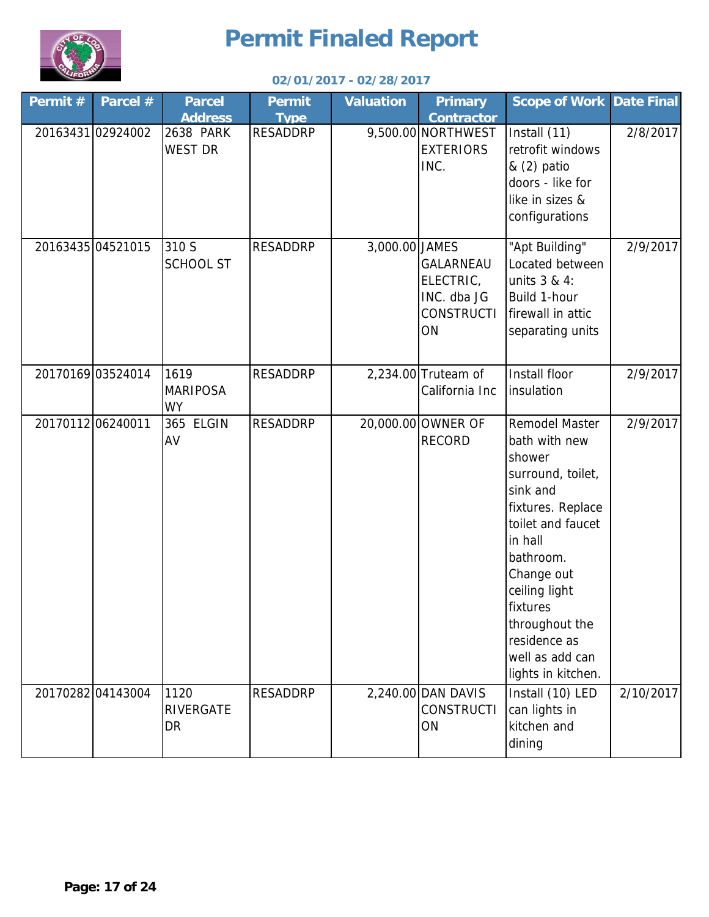# Permit Finaled Report

**02/01/2017 - 02/28/2017**

| Permit # | Parcel # | Parcel Address | Permit Type | Valuation | Primary Contractor | Scope of Work | Date Final |
|---|---|---|---|---|---|---|---|
| 20163431 | 02924002 | 2638 PARK WEST DR | RESADDRP | 9,500.00 | NORTHWEST EXTERIORS INC. | Install (11) retrofit windows & (2) patio doors - like for like in sizes & configurations | 2/8/2017 |
| 20163435 | 04521015 | 310 S SCHOOL ST | RESADDRP | 3,000.00 | JAMES GALARNEAU ELECTRIC, INC. dba JG CONSTRUCTION | "Apt Building" Located between units 3 & 4: Build 1-hour firewall in attic separating units | 2/9/2017 |
| 20170169 | 03524014 | 1619 MARIPOSA WY | RESADDRP | 2,234.00 | Truteam of California Inc | Install floor insulation | 2/9/2017 |
| 20170112 | 06240011 | 365 ELGIN AV | RESADDRP | 20,000.00 | OWNER OF RECORD | Remodel Master bath with new shower surround, toilet, sink and fixtures. Replace toilet and faucet in hall bathroom. Change out ceiling light fixtures throughout the residence as well as add can lights in kitchen. | 2/9/2017 |
| 20170282 | 04143004 | 1120 RIVERGATE DR | RESADDRP | 2,240.00 | DAN DAVIS CONSTRUCTION | Install (10) LED can lights in kitchen and dining | 2/10/2017 |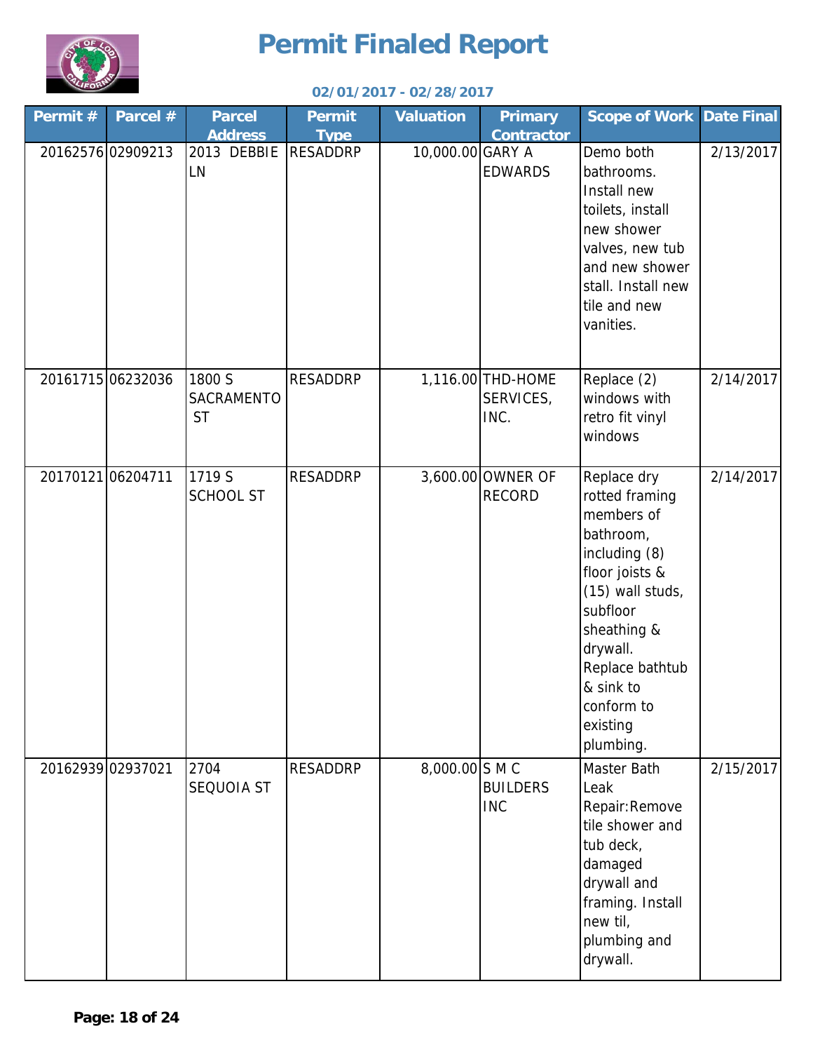# Permit Finaled Report

**02/01/2017 - 02/28/2017**

| Permit # | Parcel # | Parcel Address | Permit Type | Valuation | Primary Contractor | Scope of Work | Date Final |
|---|---|---|---|---|---|---|---|
| 20162576 | 02909213 | 2013 DEBBIE LN | RESADDRP | 10,000.00 | GARY A EDWARDS | Demo both bathrooms. Install new toilets, install new shower valves, new tub and new shower stall. Install new tile and new vanities. | 2/13/2017 |
| 20161715 | 06232036 | 1800 S SACRAMENTO ST | RESADDRP | 1,116.00 | THD-HOME SERVICES, INC. | Replace (2) windows with retro fit vinyl windows | 2/14/2017 |
| 20170121 | 06204711 | 1719 S SCHOOL ST | RESADDRP | 3,600.00 | OWNER OF RECORD | Replace dry rotted framing members of bathroom, including (8) floor joists & (15) wall studs, subfloor sheathing & drywall. Replace bathtub & sink to conform to existing plumbing. | 2/14/2017 |
| 20162939 | 02937021 | 2704 SEQUOIA ST | RESADDRP | 8,000.00 | S M C BUILDERS INC | Master Bath Leak Repair:Remove tile shower and tub deck, damaged drywall and framing. Install new til, plumbing and drywall. | 2/15/2017 |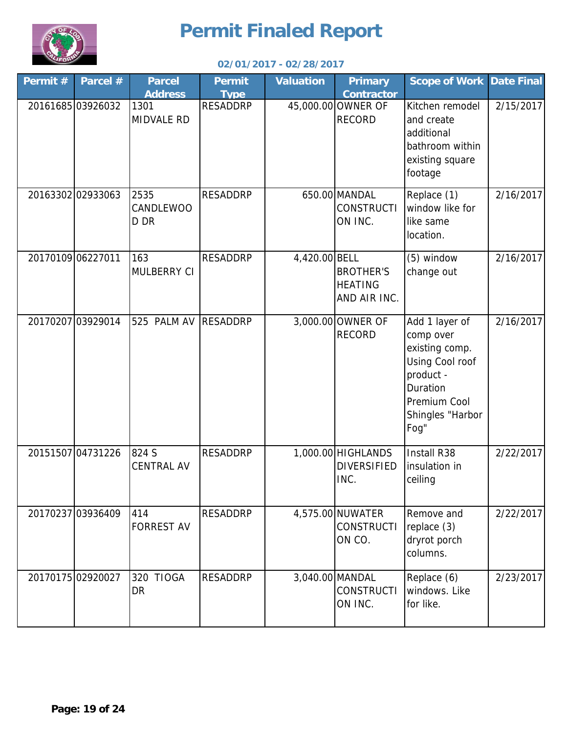# Permit Finaled Report

**02/01/2017 - 02/28/2017**

| Permit # | Parcel # | Parcel Address | Permit Type | Valuation | Primary Contractor | Scope of Work | Date Final |
|---|---|---|---|---|---|---|---|
| 20161685 | 03926032 | 1301 MIDVALE RD | RESADDRP | 45,000.00 | OWNER OF RECORD | Kitchen remodel and create additional bathroom within existing square footage | 2/15/2017 |
| 20163302 | 02933063 | 2535 CANDLEWOOD DR | RESADDRP | 650.00 | MANDAL CONSTRUCTION INC. | Replace (1) window like for like same location. | 2/16/2017 |
| 20170109 | 06227011 | 163 MULBERRY CI | RESADDRP | 4,420.00 | BELL BROTHER'S HEATING AND AIR INC. | (5) window change out | 2/16/2017 |
| 20170207 | 03929014 | 525 PALM AV | RESADDRP | 3,000.00 | OWNER OF RECORD | Add 1 layer of comp over existing comp. Using Cool roof product - Duration Premium Cool Shingles "Harbor Fog" | 2/16/2017 |
| 20151507 | 04731226 | 824 S CENTRAL AV | RESADDRP | 1,000.00 | HIGHLANDS DIVERSIFIED INC. | Install R38 insulation in ceiling | 2/22/2017 |
| 20170237 | 03936409 | 414 FORREST AV | RESADDRP | 4,575.00 | NUWATER CONSTRUCTION CO. | Remove and replace (3) dryrot porch columns. | 2/22/2017 |
| 20170175 | 02920027 | 320 TIOGA DR | RESADDRP | 3,040.00 | MANDAL CONSTRUCTION INC. | Replace (6) windows. Like for like. | 2/23/2017 |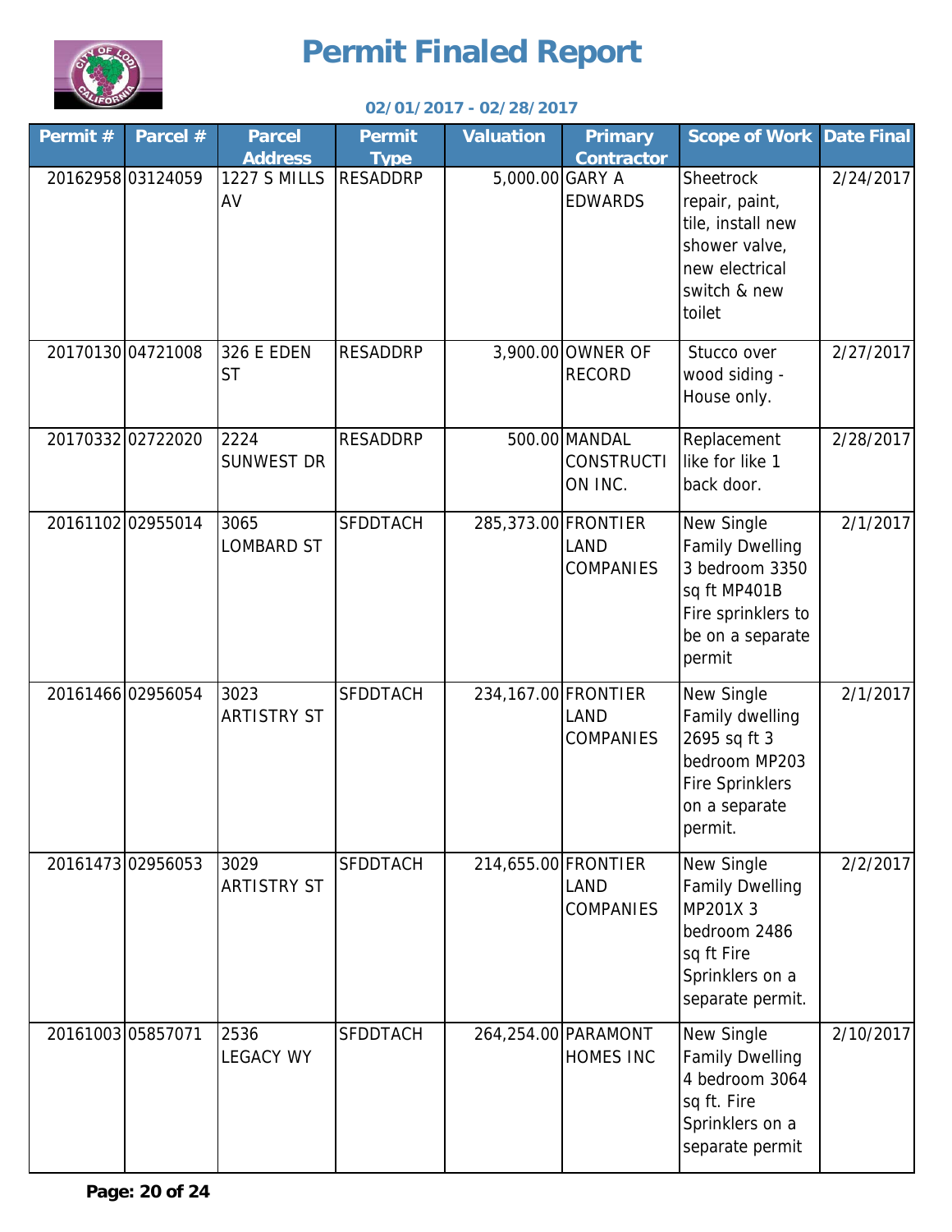# Permit Finaled Report

**02/01/2017 - 02/28/2017**

| Permit # | Parcel # | Parcel Address | Permit Type | Valuation | Primary Contractor | Scope of Work | Date Final |
|---|---|---|---|---|---|---|---|
| 20162958 | 03124059 | 1227 S MILLS AV | RESADDRP | 5,000.00 | GARY A EDWARDS | Sheetrock repair, paint, tile, install new shower valve, new electrical switch & new toilet | 2/24/2017 |
| 20170130 | 04721008 | 326 E EDEN ST | RESADDRP | 3,900.00 | OWNER OF RECORD | Stucco over wood siding - House only. | 2/27/2017 |
| 20170332 | 02722020 | 2224 SUNWEST DR | RESADDRP | 500.00 | MANDAL CONSTRUCTION INC. | Replacement like for like 1 back door. | 2/28/2017 |
| 20161102 | 02955014 | 3065 LOMBARD ST | SFDDTACH | 285,373.00 | FRONTIER LAND COMPANIES | New Single Family Dwelling 3 bedroom 3350 sq ft MP401B Fire sprinklers to be on a separate permit | 2/1/2017 |
| 20161466 | 02956054 | 3023 ARTISTRY ST | SFDDTACH | 234,167.00 | FRONTIER LAND COMPANIES | New Single Family dwelling 2695 sq ft 3 bedroom MP203 Fire Sprinklers on a separate permit. | 2/1/2017 |
| 20161473 | 02956053 | 3029 ARTISTRY ST | SFDDTACH | 214,655.00 | FRONTIER LAND COMPANIES | New Single Family Dwelling MP201X 3 bedroom 2486 sq ft Fire Sprinklers on a separate permit. | 2/2/2017 |
| 20161003 | 05857071 | 2536 LEGACY WY | SFDDTACH | 264,254.00 | PARAMONT HOMES INC | New Single Family Dwelling 4 bedroom 3064 sq ft. Fire Sprinklers on a separate permit | 2/10/2017 |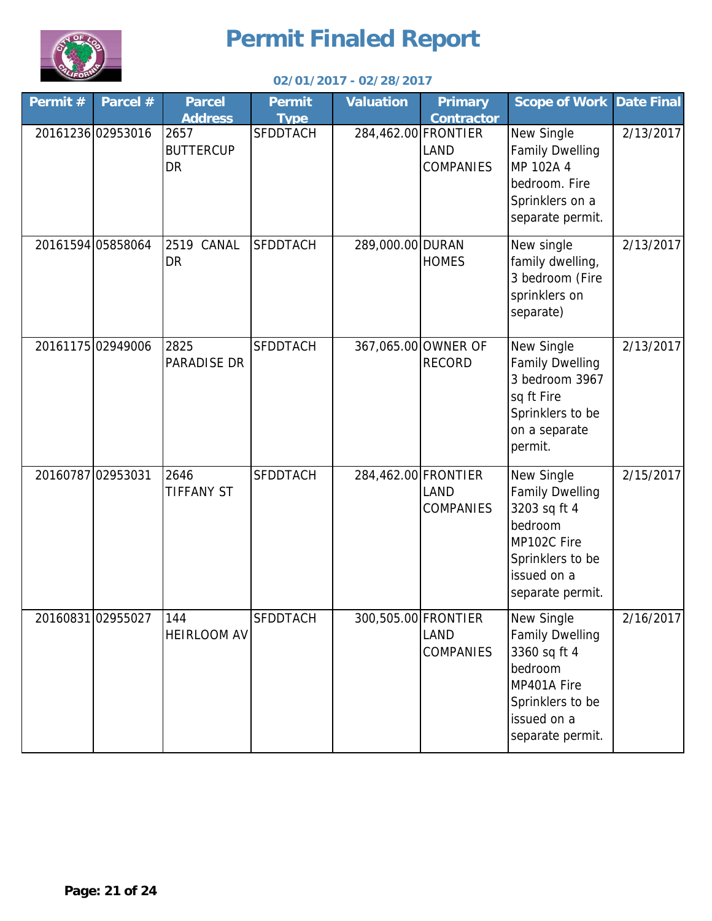# Permit Finaled Report

**02/01/2017 - 02/28/2017**

| Permit # | Parcel # | Parcel Address | Permit Type | Valuation | Primary Contractor | Scope of Work | Date Final |
|---|---|---|---|---|---|---|---|
| 20161236 | 02953016 | 2657 BUTTERCUP DR | SFDDTACH | 284,462.00 | FRONTIER LAND COMPANIES | New Single Family Dwelling MP 102A 4 bedroom. Fire Sprinklers on a separate permit. | 2/13/2017 |
| 20161594 | 05858064 | 2519 CANAL DR | SFDDTACH | 289,000.00 | DURAN HOMES | New single family dwelling, 3 bedroom (Fire sprinklers on separate) | 2/13/2017 |
| 20161175 | 02949006 | 2825 PARADISE DR | SFDDTACH | 367,065.00 | OWNER OF RECORD | New Single Family Dwelling 3 bedroom 3967 sq ft Fire Sprinklers to be on a separate permit. | 2/13/2017 |
| 20160787 | 02953031 | 2646 TIFFANY ST | SFDDTACH | 284,462.00 | FRONTIER LAND COMPANIES | New Single Family Dwelling 3203 sq ft 4 bedroom MP102C Fire Sprinklers to be issued on a separate permit. | 2/15/2017 |
| 20160831 | 02955027 | 144 HEIRLOOM AV | SFDDTACH | 300,505.00 | FRONTIER LAND COMPANIES | New Single Family Dwelling 3360 sq ft 4 bedroom MP401A Fire Sprinklers to be issued on a separate permit. | 2/16/2017 |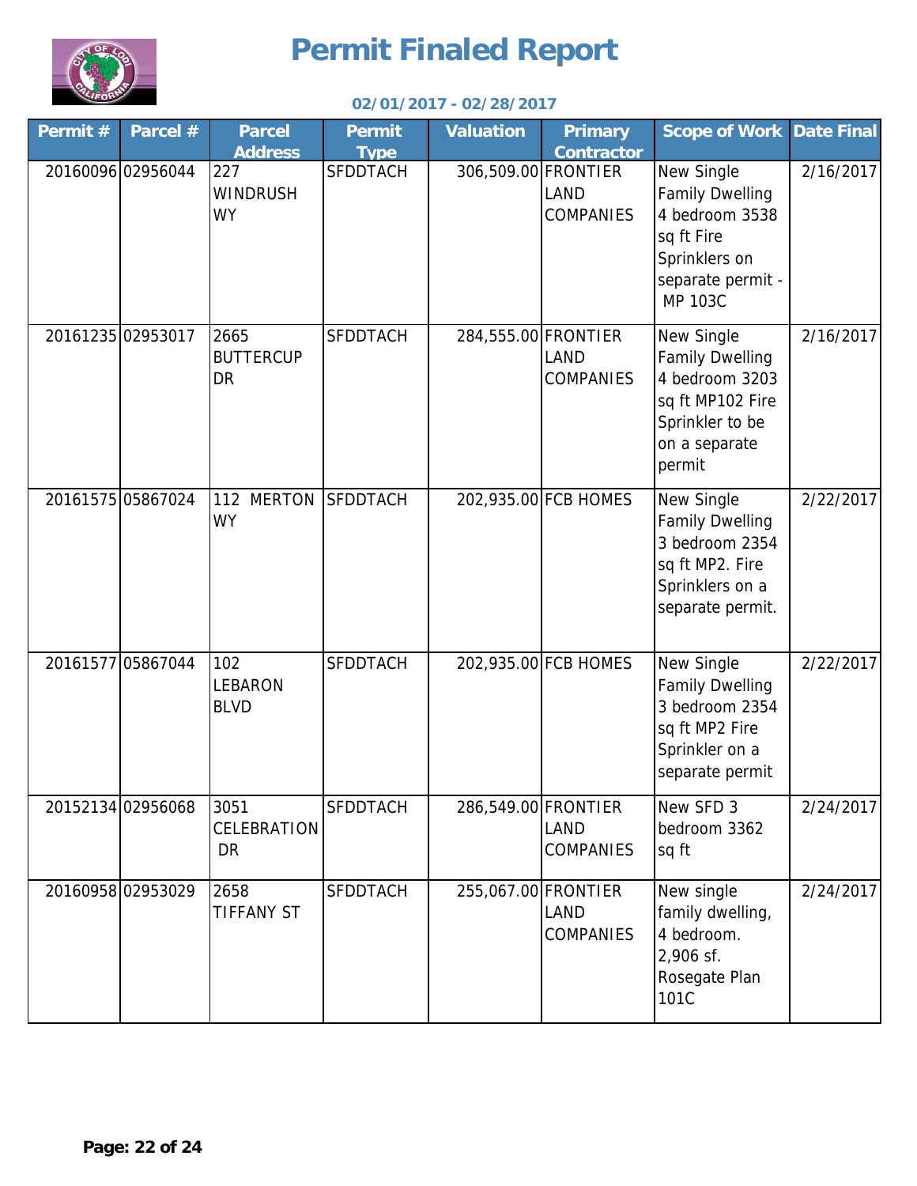# Permit Finaled Report

**02/01/2017 - 02/28/2017**

| Permit # | Parcel # | Parcel Address | Permit Type | Valuation | Primary Contractor | Scope of Work | Date Final |
|---|---|---|---|---|---|---|---|
| 20160096 | 02956044 | 227 WINDRUSH WY | SFDDTACH | 306,509.00 | FRONTIER LAND COMPANIES | New Single Family Dwelling 4 bedroom 3538 sq ft Fire Sprinklers on separate permit - MP 103C | 2/16/2017 |
| 20161235 | 02953017 | 2665 BUTTERCUP DR | SFDDTACH | 284,555.00 | FRONTIER LAND COMPANIES | New Single Family Dwelling 4 bedroom 3203 sq ft MP102 Fire Sprinkler to be on a separate permit | 2/16/2017 |
| 20161575 | 05867024 | 112 MERTON WY | SFDDTACH | 202,935.00 | FCB HOMES | New Single Family Dwelling 3 bedroom 2354 sq ft MP2. Fire Sprinklers on a separate permit. | 2/22/2017 |
| 20161577 | 05867044 | 102 LEBARON BLVD | SFDDTACH | 202,935.00 | FCB HOMES | New Single Family Dwelling 3 bedroom 2354 sq ft MP2 Fire Sprinkler on a separate permit | 2/22/2017 |
| 20152134 | 02956068 | 3051 CELEBRATION DR | SFDDTACH | 286,549.00 | FRONTIER LAND COMPANIES | New SFD 3 bedroom 3362 sq ft | 2/24/2017 |
| 20160958 | 02953029 | 2658 TIFFANY ST | SFDDTACH | 255,067.00 | FRONTIER LAND COMPANIES | New single family dwelling, 4 bedroom. 2,906 sf. Rosegate Plan 101C | 2/24/2017 |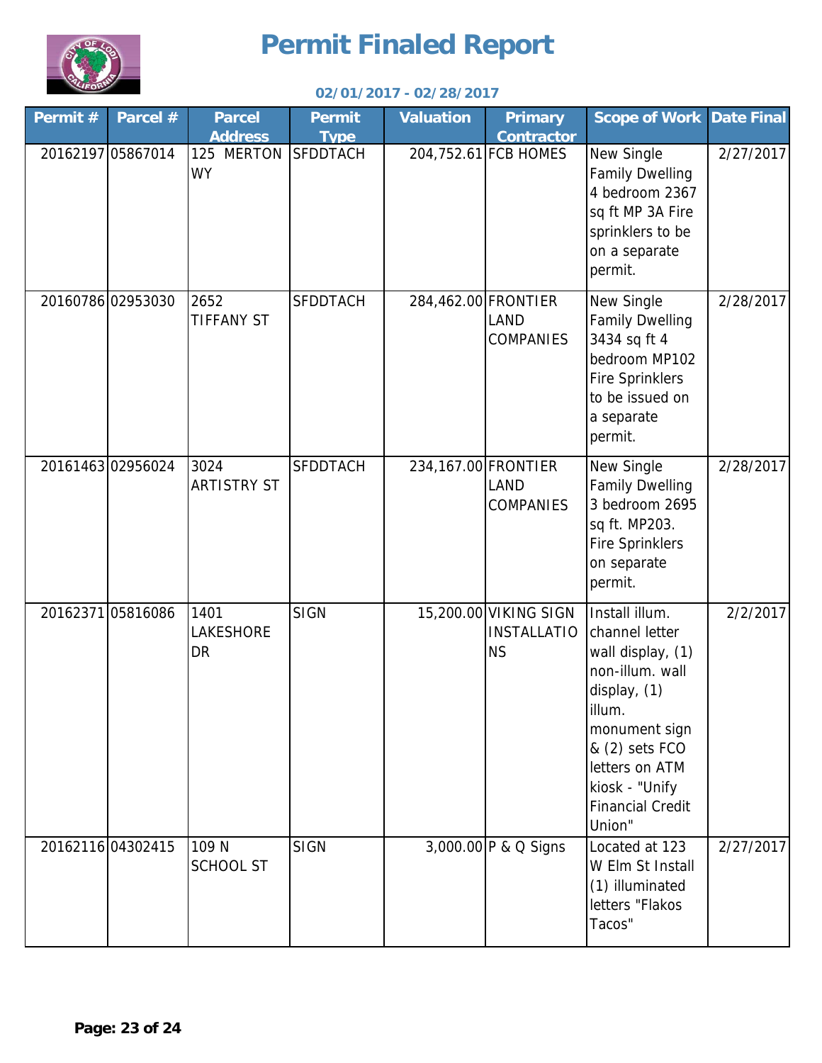# Permit Finaled Report

**02/01/2017 - 02/28/2017**

| Permit # | Parcel # | Parcel Address | Permit Type | Valuation | Primary Contractor | Scope of Work | Date Final |
|---|---|---|---|---|---|---|---|
| 20162197 | 05867014 | 125 MERTON WY | SFDDTACH | 204,752.61 | FCB HOMES | New Single Family Dwelling 4 bedroom 2367 sq ft MP 3A Fire sprinklers to be on a separate permit. | 2/27/2017 |
| 20160786 | 02953030 | 2652 TIFFANY ST | SFDDTACH | 284,462.00 | FRONTIER LAND COMPANIES | New Single Family Dwelling 3434 sq ft 4 bedroom MP102 Fire Sprinklers to be issued on a separate permit. | 2/28/2017 |
| 20161463 | 02956024 | 3024 ARTISTRY ST | SFDDTACH | 234,167.00 | FRONTIER LAND COMPANIES | New Single Family Dwelling 3 bedroom 2695 sq ft. MP203. Fire Sprinklers on separate permit. | 2/28/2017 |
| 20162371 | 05816086 | 1401 LAKESHORE DR | SIGN | 15,200.00 | VIKING SIGN INSTALLATIONS | Install illum. channel letter wall display, (1) non-illum. wall display, (1) illum. monument sign & (2) sets FCO letters on ATM kiosk - "Unify Financial Credit Union" | 2/2/2017 |
| 20162116 | 04302415 | 109 N SCHOOL ST | SIGN | 3,000.00 | P & Q Signs | Located at 123 W Elm St Install (1) illuminated letters "Flakos Tacos" | 2/27/2017 |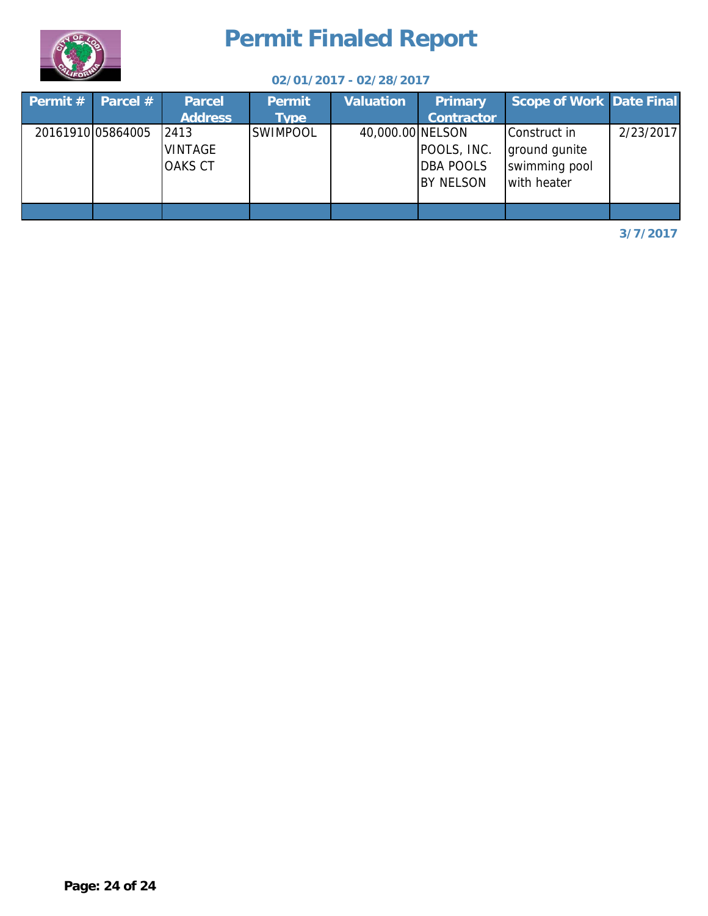# Permit Finaled Report

**02/01/2017 - 02/28/2017**

| Permit # | Parcel # | Parcel Address | Permit Type | Valuation | Primary Contractor | Scope of Work | Date Final |
|---|---|---|---|---|---|---|---|
| 20161910 | 05864005 | 2413 VINTAGE OAKS CT | SWIMPOOL | 40,000.00 | NELSON POOLS, INC. DBA POOLS BY NELSON | Construct in ground gunite swimming pool with heater | 2/23/2017 |
| | | | | | | | |

**3/7/2017**